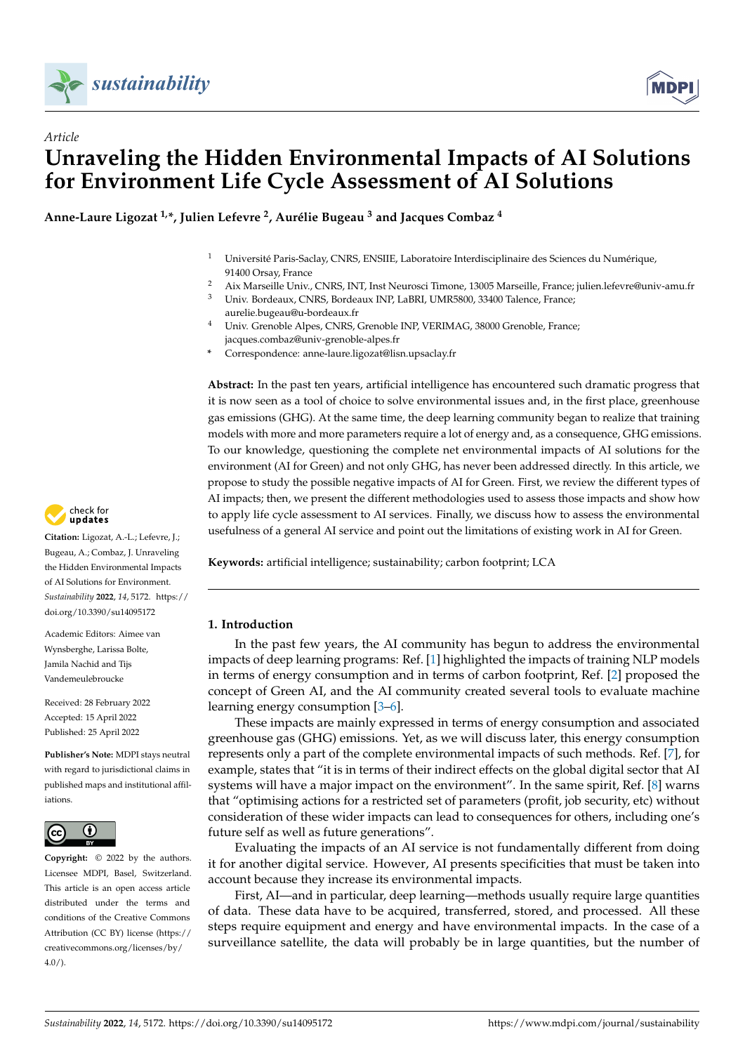*Article*

# Unraveling the Hidden Environmental Impacts of AI Solutions for Environment Life Cycle Assessment of AI Solutions

**Anne-Laure Ligozat [1,*], Julien Lefevre [2], Aurélie Bugeau [3] and Jacques Combaz [4]**

[1] Université Paris-Saclay, CNRS, ENSIIE, Laboratoire Interdisciplinaire des Sciences du Numérique, 91400 Orsay, France
[2] Aix Marseille Univ., CNRS, INT, Inst Neurosci Timone, 13005 Marseille, France; julien.lefevre@univ-amu.fr
[3] Univ. Bordeaux, CNRS, Bordeaux INP, LaBRI, UMR5800, 33400 Talence, France; aurelie.bugeau@u-bordeaux.fr
[4] Univ. Grenoble Alpes, CNRS, Grenoble INP, VERIMAG, 38000 Grenoble, France; jacques.combaz@univ-grenoble-alpes.fr
[*] Correspondence: anne-laure.ligozat@lisn.upsaclay.fr

**Abstract:** In the past ten years, artificial intelligence has encountered such dramatic progress that it is now seen as a tool of choice to solve environmental issues and, in the first place, greenhouse gas emissions (GHG). At the same time, the deep learning community began to realize that training models with more and more parameters require a lot of energy and, as a consequence, GHG emissions. To our knowledge, questioning the complete net environmental impacts of AI solutions for the environment (AI for Green) and not only GHG, has never been addressed directly. In this article, we propose to study the possible negative impacts of AI for Green. First, we review the different types of AI impacts; then, we present the different methodologies used to assess those impacts and show how to apply life cycle assessment to AI services. Finally, we discuss how to assess the environmental usefulness of a general AI service and point out the limitations of existing work in AI for Green.

**Keywords:** artificial intelligence; sustainability; carbon footprint; LCA

**Citation:** Ligozat, A.-L.; Lefevre, J.; Bugeau, A.; Combaz, J. Unraveling the Hidden Environmental Impacts of AI Solutions for Environment. *Sustainability* **2022**, *14*, 5172. https://doi.org/10.3390/su14095172

Academic Editors: Aimee van Wynsberghe, Larissa Bolte, Jamila Nachid and Tijs Vandemeulebroucke

Received: 28 February 2022
Accepted: 15 April 2022
Published: 25 April 2022

**Publisher's Note:** MDPI stays neutral with regard to jurisdictional claims in published maps and institutional affiliations.

**Copyright:** © 2022 by the authors. Licensee MDPI, Basel, Switzerland. This article is an open access article distributed under the terms and conditions of the Creative Commons Attribution (CC BY) license (https://creativecommons.org/licenses/by/4.0/).

## 1. Introduction

In the past few years, the AI community has begun to address the environmental impacts of deep learning programs: Ref. [1] highlighted the impacts of training NLP models in terms of energy consumption and in terms of carbon footprint, Ref. [2] proposed the concept of Green AI, and the AI community created several tools to evaluate machine learning energy consumption [3–6].

These impacts are mainly expressed in terms of energy consumption and associated greenhouse gas (GHG) emissions. Yet, as we will discuss later, this energy consumption represents only a part of the complete environmental impacts of such methods. Ref. [7], for example, states that "it is in terms of their indirect effects on the global digital sector that AI systems will have a major impact on the environment". In the same spirit, Ref. [8] warns that "optimising actions for a restricted set of parameters (profit, job security, etc) without consideration of these wider impacts can lead to consequences for others, including one's future self as well as future generations".

Evaluating the impacts of an AI service is not fundamentally different from doing it for another digital service. However, AI presents specificities that must be taken into account because they increase its environmental impacts.

First, AI—and in particular, deep learning—methods usually require large quantities of data. These data have to be acquired, transferred, stored, and processed. All these steps require equipment and energy and have environmental impacts. In the case of a surveillance satellite, the data will probably be in large quantities, but the number of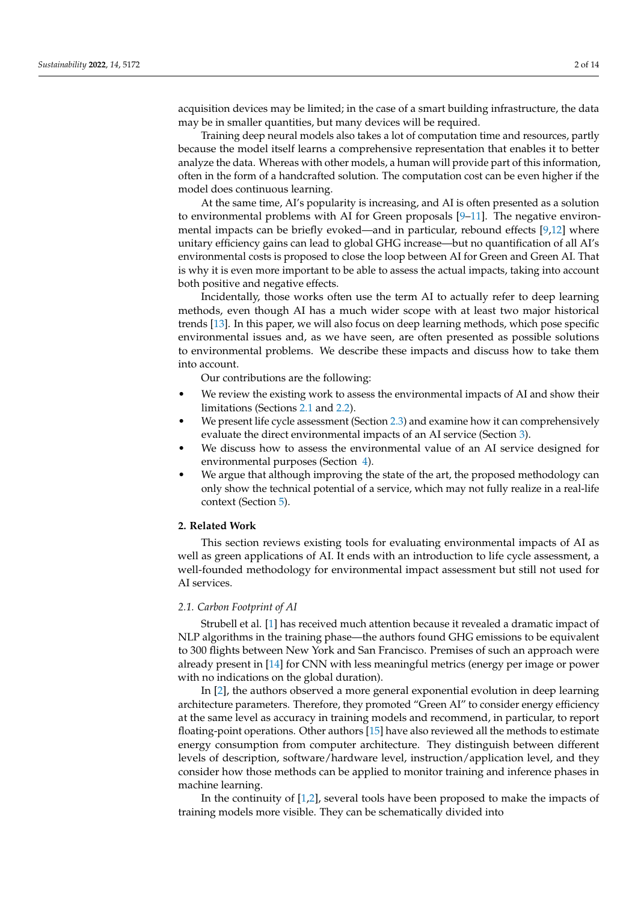acquisition devices may be limited; in the case of a smart building infrastructure, the data may be in smaller quantities, but many devices will be required.

Training deep neural models also takes a lot of computation time and resources, partly because the model itself learns a comprehensive representation that enables it to better analyze the data. Whereas with other models, a human will provide part of this information, often in the form of a handcrafted solution. The computation cost can be even higher if the model does continuous learning.

At the same time, AI's popularity is increasing, and AI is often presented as a solution to environmental problems with AI for Green proposals [9–11]. The negative environmental impacts can be briefly evoked—and in particular, rebound effects [9,12] where unitary efficiency gains can lead to global GHG increase—but no quantification of all AI's environmental costs is proposed to close the loop between AI for Green and Green AI. That is why it is even more important to be able to assess the actual impacts, taking into account both positive and negative effects.

Incidentally, those works often use the term AI to actually refer to deep learning methods, even though AI has a much wider scope with at least two major historical trends [13]. In this paper, we will also focus on deep learning methods, which pose specific environmental issues and, as we have seen, are often presented as possible solutions to environmental problems. We describe these impacts and discuss how to take them into account.

Our contributions are the following:

- We review the existing work to assess the environmental impacts of AI and show their limitations (Sections 2.1 and 2.2).
- We present life cycle assessment (Section 2.3) and examine how it can comprehensively evaluate the direct environmental impacts of an AI service (Section 3).
- We discuss how to assess the environmental value of an AI service designed for environmental purposes (Section 4).
- We argue that although improving the state of the art, the proposed methodology can only show the technical potential of a service, which may not fully realize in a real-life context (Section 5).

## 2. Related Work

This section reviews existing tools for evaluating environmental impacts of AI as well as green applications of AI. It ends with an introduction to life cycle assessment, a well-founded methodology for environmental impact assessment but still not used for AI services.

### *2.1. Carbon Footprint of AI*

Strubell et al. [1] has received much attention because it revealed a dramatic impact of NLP algorithms in the training phase—the authors found GHG emissions to be equivalent to 300 flights between New York and San Francisco. Premises of such an approach were already present in [14] for CNN with less meaningful metrics (energy per image or power with no indications on the global duration).

In [2], the authors observed a more general exponential evolution in deep learning architecture parameters. Therefore, they promoted "Green AI" to consider energy efficiency at the same level as accuracy in training models and recommend, in particular, to report floating-point operations. Other authors [15] have also reviewed all the methods to estimate energy consumption from computer architecture. They distinguish between different levels of description, software/hardware level, instruction/application level, and they consider how those methods can be applied to monitor training and inference phases in machine learning.

In the continuity of [1,2], several tools have been proposed to make the impacts of training models more visible. They can be schematically divided into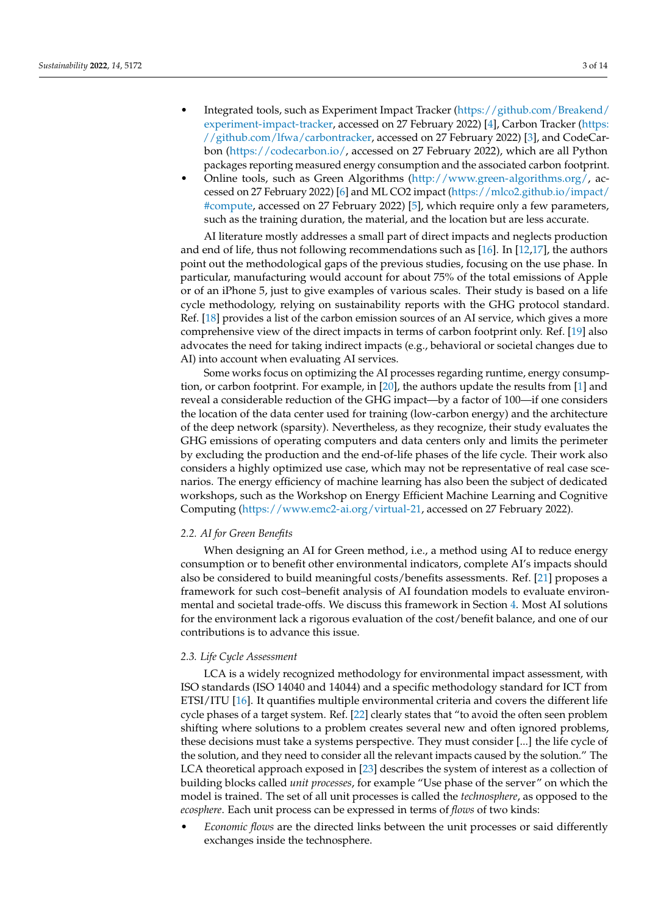- Integrated tools, such as Experiment Impact Tracker (https://github.com/Breakend/experiment-impact-tracker, accessed on 27 February 2022) [4], Carbon Tracker (https://github.com/lfwa/carbontracker, accessed on 27 February 2022) [3], and CodeCarbon (https://codecarbon.io/, accessed on 27 February 2022), which are all Python packages reporting measured energy consumption and the associated carbon footprint.
- Online tools, such as Green Algorithms (http://www.green-algorithms.org/, accessed on 27 February 2022) [6] and ML CO2 impact (https://mlco2.github.io/impact/#compute, accessed on 27 February 2022) [5], which require only a few parameters, such as the training duration, the material, and the location but are less accurate.

AI literature mostly addresses a small part of direct impacts and neglects production and end of life, thus not following recommendations such as [16]. In [12,17], the authors point out the methodological gaps of the previous studies, focusing on the use phase. In particular, manufacturing would account for about 75% of the total emissions of Apple or of an iPhone 5, just to give examples of various scales. Their study is based on a life cycle methodology, relying on sustainability reports with the GHG protocol standard. Ref. [18] provides a list of the carbon emission sources of an AI service, which gives a more comprehensive view of the direct impacts in terms of carbon footprint only. Ref. [19] also advocates the need for taking indirect impacts (e.g., behavioral or societal changes due to AI) into account when evaluating AI services.

Some works focus on optimizing the AI processes regarding runtime, energy consumption, or carbon footprint. For example, in [20], the authors update the results from [1] and reveal a considerable reduction of the GHG impact—by a factor of 100—if one considers the location of the data center used for training (low-carbon energy) and the architecture of the deep network (sparsity). Nevertheless, as they recognize, their study evaluates the GHG emissions of operating computers and data centers only and limits the perimeter by excluding the production and the end-of-life phases of the life cycle. Their work also considers a highly optimized use case, which may not be representative of real case scenarios. The energy efficiency of machine learning has also been the subject of dedicated workshops, such as the Workshop on Energy Efficient Machine Learning and Cognitive Computing (https://www.emc2-ai.org/virtual-21, accessed on 27 February 2022).

### 2.2. AI for Green Benefits

When designing an AI for Green method, i.e., a method using AI to reduce energy consumption or to benefit other environmental indicators, complete AI's impacts should also be considered to build meaningful costs/benefits assessments. Ref. [21] proposes a framework for such cost–benefit analysis of AI foundation models to evaluate environmental and societal trade-offs. We discuss this framework in Section 4. Most AI solutions for the environment lack a rigorous evaluation of the cost/benefit balance, and one of our contributions is to advance this issue.

### 2.3. Life Cycle Assessment

LCA is a widely recognized methodology for environmental impact assessment, with ISO standards (ISO 14040 and 14044) and a specific methodology standard for ICT from ETSI/ITU [16]. It quantifies multiple environmental criteria and covers the different life cycle phases of a target system. Ref. [22] clearly states that "to avoid the often seen problem shifting where solutions to a problem creates several new and often ignored problems, these decisions must take a systems perspective. They must consider [...] the life cycle of the solution, and they need to consider all the relevant impacts caused by the solution." The LCA theoretical approach exposed in [23] describes the system of interest as a collection of building blocks called *unit processes*, for example "Use phase of the server" on which the model is trained. The set of all unit processes is called the *technosphere*, as opposed to the *ecosphere*. Each unit process can be expressed in terms of *flows* of two kinds:

- *Economic flows* are the directed links between the unit processes or said differently exchanges inside the technosphere.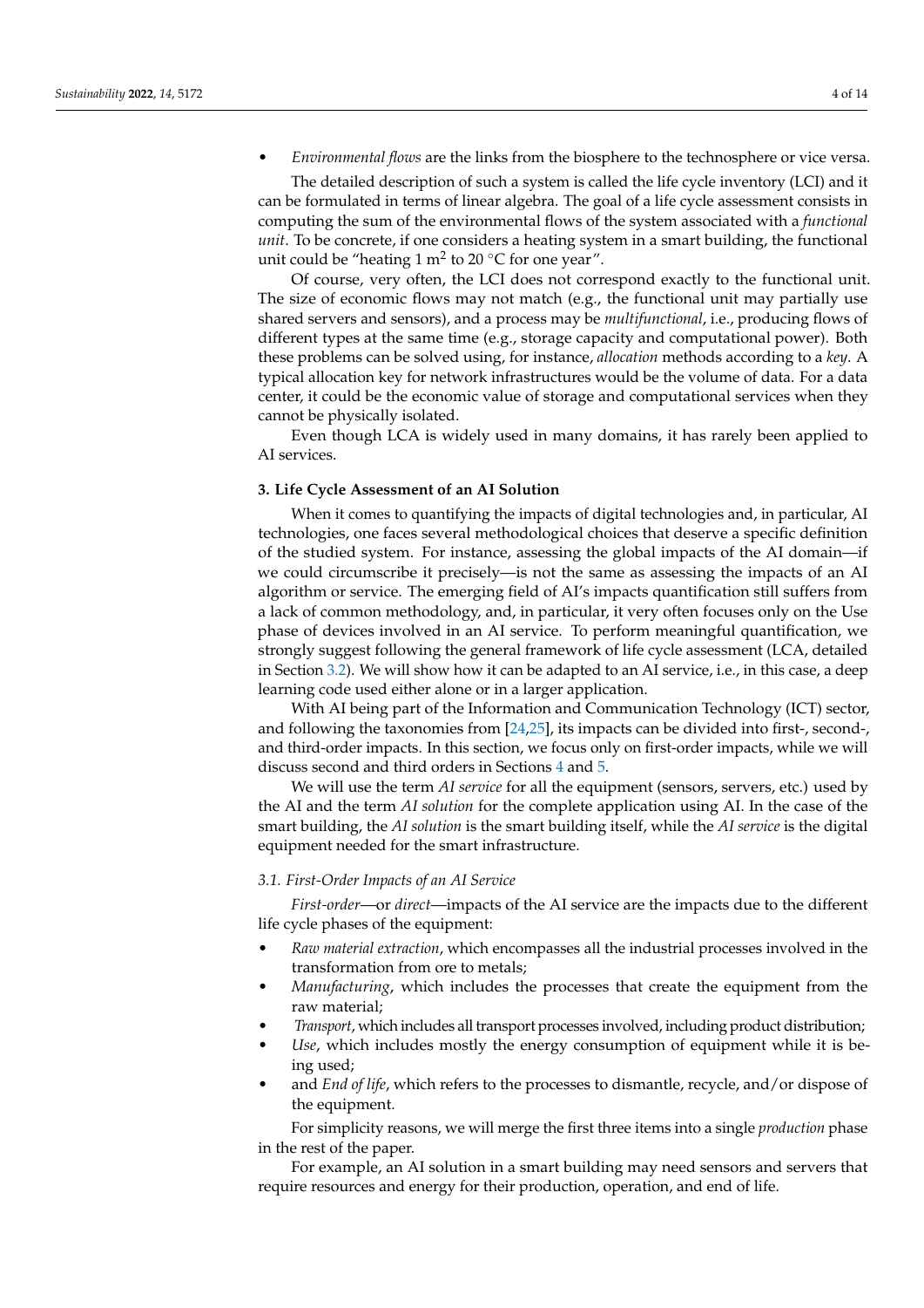- *Environmental flows* are the links from the biosphere to the technosphere or vice versa.

The detailed description of such a system is called the life cycle inventory (LCI) and it can be formulated in terms of linear algebra. The goal of a life cycle assessment consists in computing the sum of the environmental flows of the system associated with a *functional unit*. To be concrete, if one considers a heating system in a smart building, the functional unit could be "heating 1 $m^2$ to 20 °C for one year".

Of course, very often, the LCI does not correspond exactly to the functional unit. The size of economic flows may not match (e.g., the functional unit may partially use shared servers and sensors), and a process may be *multifunctional*, i.e., producing flows of different types at the same time (e.g., storage capacity and computational power). Both these problems can be solved using, for instance, *allocation* methods according to a *key*. A typical allocation key for network infrastructures would be the volume of data. For a data center, it could be the economic value of storage and computational services when they cannot be physically isolated.

Even though LCA is widely used in many domains, it has rarely been applied to AI services.

## 3. Life Cycle Assessment of an AI Solution

When it comes to quantifying the impacts of digital technologies and, in particular, AI technologies, one faces several methodological choices that deserve a specific definition of the studied system. For instance, assessing the global impacts of the AI domain—if we could circumscribe it precisely—is not the same as assessing the impacts of an AI algorithm or service. The emerging field of AI's impacts quantification still suffers from a lack of common methodology, and, in particular, it very often focuses only on the Use phase of devices involved in an AI service. To perform meaningful quantification, we strongly suggest following the general framework of life cycle assessment (LCA, detailed in Section 3.2). We will show how it can be adapted to an AI service, i.e., in this case, a deep learning code used either alone or in a larger application.

With AI being part of the Information and Communication Technology (ICT) sector, and following the taxonomies from [24,25], its impacts can be divided into first-, second-, and third-order impacts. In this section, we focus only on first-order impacts, while we will discuss second and third orders in Sections 4 and 5.

We will use the term *AI service* for all the equipment (sensors, servers, etc.) used by the AI and the term *AI solution* for the complete application using AI. In the case of the smart building, the *AI solution* is the smart building itself, while the *AI service* is the digital equipment needed for the smart infrastructure.

### 3.1. First-Order Impacts of an AI Service

*First-order*—or *direct*—impacts of the AI service are the impacts due to the different life cycle phases of the equipment:

- *Raw material extraction*, which encompasses all the industrial processes involved in the transformation from ore to metals;
- *Manufacturing*, which includes the processes that create the equipment from the raw material;
- *Transport*, which includes all transport processes involved, including product distribution;
- *Use*, which includes mostly the energy consumption of equipment while it is being used;
- and *End of life*, which refers to the processes to dismantle, recycle, and/or dispose of the equipment.

For simplicity reasons, we will merge the first three items into a single *production* phase in the rest of the paper.

For example, an AI solution in a smart building may need sensors and servers that require resources and energy for their production, operation, and end of life.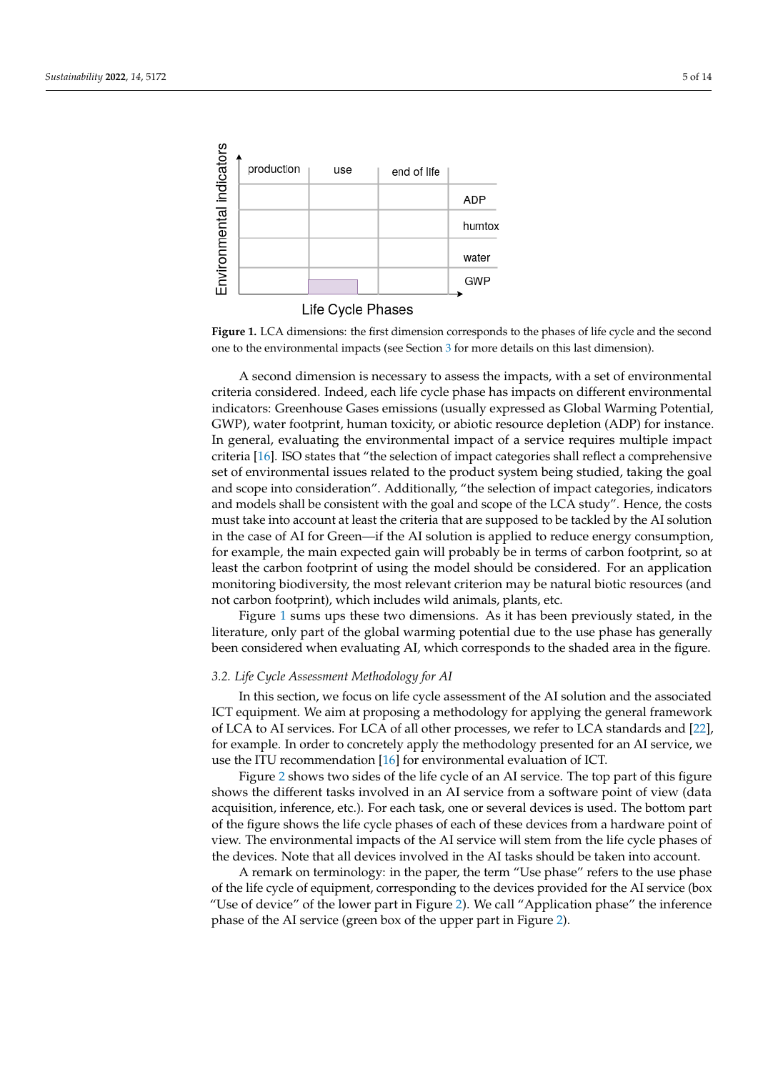**Figure 1.** LCA dimensions: the first dimension corresponds to the phases of life cycle and the second one to the environmental impacts (see Section 3 for more details on this last dimension).

A second dimension is necessary to assess the impacts, with a set of environmental criteria considered. Indeed, each life cycle phase has impacts on different environmental indicators: Greenhouse Gases emissions (usually expressed as Global Warming Potential, GWP), water footprint, human toxicity, or abiotic resource depletion (ADP) for instance. In general, evaluating the environmental impact of a service requires multiple impact criteria [16]. ISO states that "the selection of impact categories shall reflect a comprehensive set of environmental issues related to the product system being studied, taking the goal and scope into consideration". Additionally, "the selection of impact categories, indicators and models shall be consistent with the goal and scope of the LCA study". Hence, the costs must take into account at least the criteria that are supposed to be tackled by the AI solution in the case of AI for Green—if the AI solution is applied to reduce energy consumption, for example, the main expected gain will probably be in terms of carbon footprint, so at least the carbon footprint of using the model should be considered. For an application monitoring biodiversity, the most relevant criterion may be natural biotic resources (and not carbon footprint), which includes wild animals, plants, etc.

Figure 1 sums ups these two dimensions. As it has been previously stated, in the literature, only part of the global warming potential due to the use phase has generally been considered when evaluating AI, which corresponds to the shaded area in the figure.

### *3.2. Life Cycle Assessment Methodology for AI*

In this section, we focus on life cycle assessment of the AI solution and the associated ICT equipment. We aim at proposing a methodology for applying the general framework of LCA to AI services. For LCA of all other processes, we refer to LCA standards and [22], for example. In order to concretely apply the methodology presented for an AI service, we use the ITU recommendation [16] for environmental evaluation of ICT.

Figure 2 shows two sides of the life cycle of an AI service. The top part of this figure shows the different tasks involved in an AI service from a software point of view (data acquisition, inference, etc.). For each task, one or several devices is used. The bottom part of the figure shows the life cycle phases of each of these devices from a hardware point of view. The environmental impacts of the AI service will stem from the life cycle phases of the devices. Note that all devices involved in the AI tasks should be taken into account.

A remark on terminology: in the paper, the term "Use phase" refers to the use phase of the life cycle of equipment, corresponding to the devices provided for the AI service (box "Use of device" of the lower part in Figure 2). We call "Application phase" the inference phase of the AI service (green box of the upper part in Figure 2).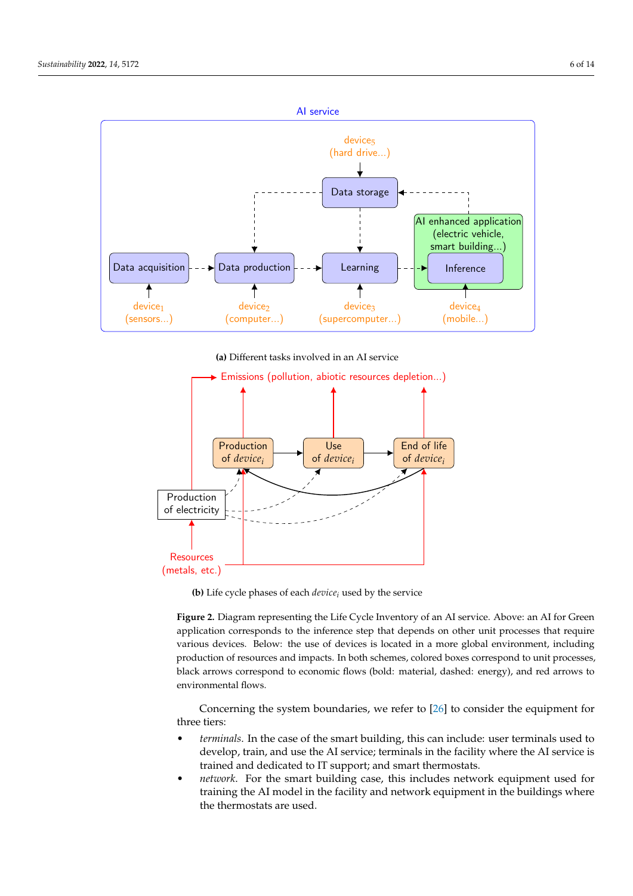**(a)** Different tasks involved in an AI service

**(b)** Life cycle phases of each $device_i$ used by the service

**Figure 2.** Diagram representing the Life Cycle Inventory of an AI service. Above: an AI for Green application corresponds to the inference step that depends on other unit processes that require various devices. Below: the use of devices is located in a more global environment, including production of resources and impacts. In both schemes, colored boxes correspond to unit processes, black arrows correspond to economic flows (bold: material, dashed: energy), and red arrows to environmental flows.

Concerning the system boundaries, we refer to [26] to consider the equipment for three tiers:

- *terminals*. In the case of the smart building, this can include: user terminals used to develop, train, and use the AI service; terminals in the facility where the AI service is trained and dedicated to IT support; and smart thermostats.
- *network*. For the smart building case, this includes network equipment used for training the AI model in the facility and network equipment in the buildings where the thermostats are used.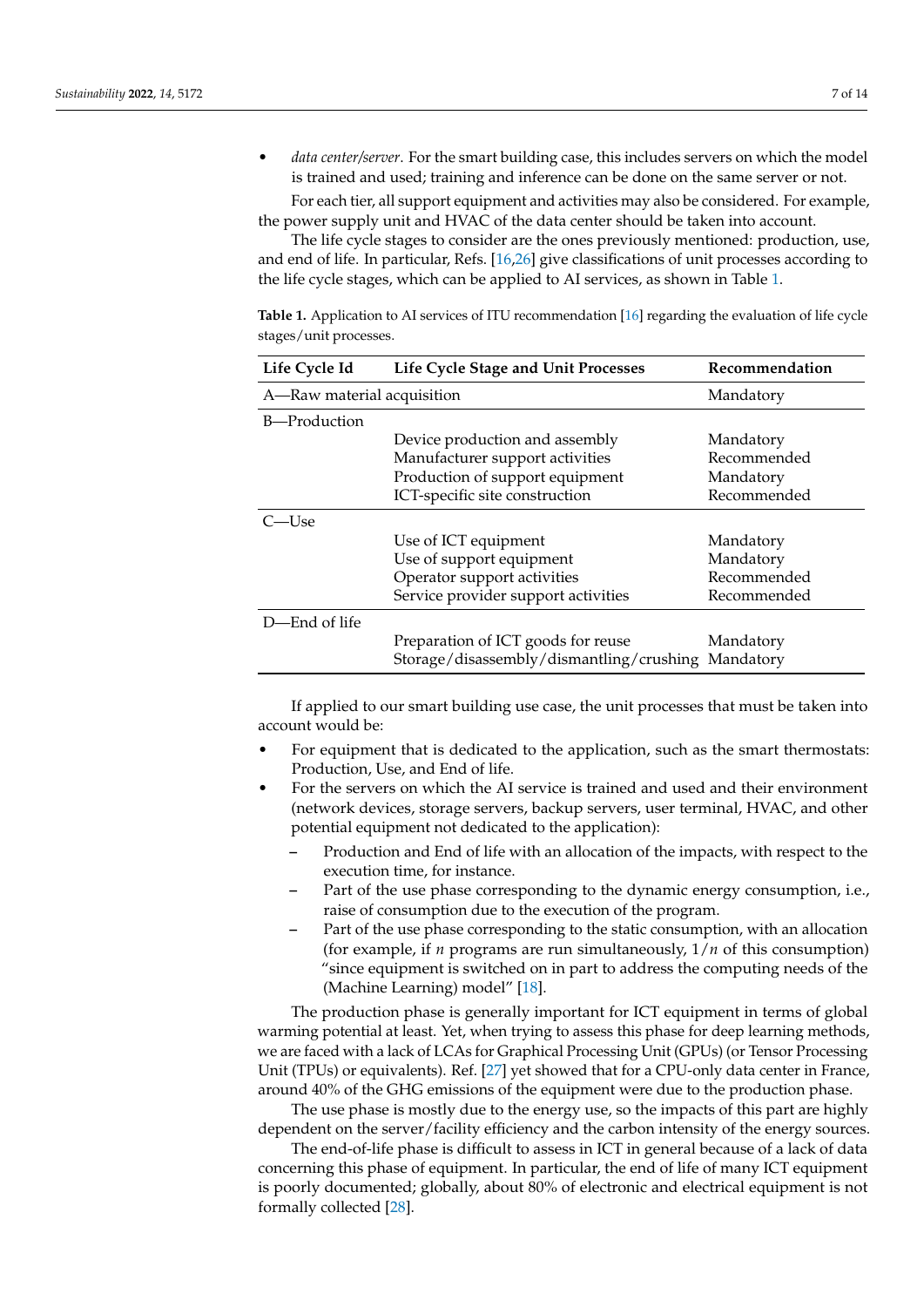- *data center/server*. For the smart building case, this includes servers on which the model is trained and used; training and inference can be done on the same server or not.

For each tier, all support equipment and activities may also be considered. For example, the power supply unit and HVAC of the data center should be taken into account.

The life cycle stages to consider are the ones previously mentioned: production, use, and end of life. In particular, Refs. [16,26] give classifications of unit processes according to the life cycle stages, which can be applied to AI services, as shown in Table 1.

**Table 1.** Application to AI services of ITU recommendation [16] regarding the evaluation of life cycle stages/unit processes.

| Life Cycle Id | Life Cycle Stage and Unit Processes | Recommendation |
|---|---|---|
| A—Raw material acquisition | | Mandatory |
| B—Production | | |
| | Device production and assembly | Mandatory |
| | Manufacturer support activities | Recommended |
| | Production of support equipment | Mandatory |
| | ICT-specific site construction | Recommended |
| C—Use | | |
| | Use of ICT equipment | Mandatory |
| | Use of support equipment | Mandatory |
| | Operator support activities | Recommended |
| | Service provider support activities | Recommended |
| D—End of life | | |
| | Preparation of ICT goods for reuse | Mandatory |
| | Storage/disassembly/dismantling/crushing | Mandatory |

If applied to our smart building use case, the unit processes that must be taken into account would be:

- For equipment that is dedicated to the application, such as the smart thermostats: Production, Use, and End of life.
- For the servers on which the AI service is trained and used and their environment (network devices, storage servers, backup servers, user terminal, HVAC, and other potential equipment not dedicated to the application):
  - Production and End of life with an allocation of the impacts, with respect to the execution time, for instance.
  - Part of the use phase corresponding to the dynamic energy consumption, i.e., raise of consumption due to the execution of the program.
  - Part of the use phase corresponding to the static consumption, with an allocation (for example, if $n$ programs are run simultaneously, $1/n$ of this consumption) "since equipment is switched on in part to address the computing needs of the (Machine Learning) model" [18].

The production phase is generally important for ICT equipment in terms of global warming potential at least. Yet, when trying to assess this phase for deep learning methods, we are faced with a lack of LCAs for Graphical Processing Unit (GPUs) (or Tensor Processing Unit (TPUs) or equivalents). Ref. [27] yet showed that for a CPU-only data center in France, around 40% of the GHG emissions of the equipment were due to the production phase.

The use phase is mostly due to the energy use, so the impacts of this part are highly dependent on the server/facility efficiency and the carbon intensity of the energy sources.

The end-of-life phase is difficult to assess in ICT in general because of a lack of data concerning this phase of equipment. In particular, the end of life of many ICT equipment is poorly documented; globally, about 80% of electronic and electrical equipment is not formally collected [28].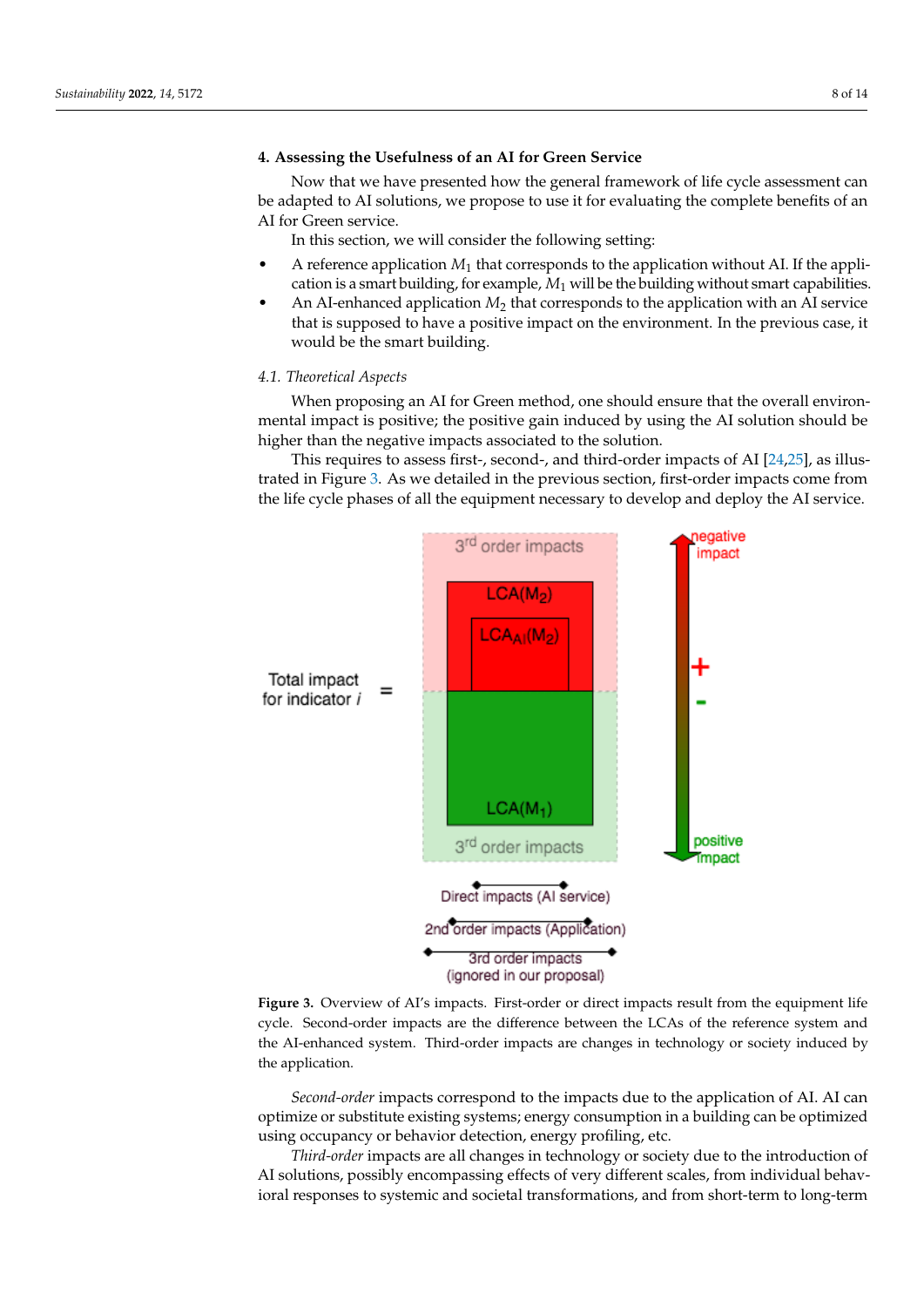## 4. Assessing the Usefulness of an AI for Green Service

Now that we have presented how the general framework of life cycle assessment can be adapted to AI solutions, we propose to use it for evaluating the complete benefits of an AI for Green service.

In this section, we will consider the following setting:

- A reference application $M_1$ that corresponds to the application without AI. If the application is a smart building, for example, $M_1$ will be the building without smart capabilities.
- An AI-enhanced application $M_2$ that corresponds to the application with an AI service that is supposed to have a positive impact on the environment. In the previous case, it would be the smart building.

### 4.1. Theoretical Aspects

When proposing an AI for Green method, one should ensure that the overall environmental impact is positive; the positive gain induced by using the AI solution should be higher than the negative impacts associated to the solution.

This requires to assess first-, second-, and third-order impacts of AI [24,25], as illustrated in Figure 3. As we detailed in the previous section, first-order impacts come from the life cycle phases of all the equipment necessary to develop and deploy the AI service.

**Figure 3.** Overview of AI's impacts. First-order or direct impacts result from the equipment life cycle. Second-order impacts are the difference between the LCAs of the reference system and the AI-enhanced system. Third-order impacts are changes in technology or society induced by the application.

*Second-order* impacts correspond to the impacts due to the application of AI. AI can optimize or substitute existing systems; energy consumption in a building can be optimized using occupancy or behavior detection, energy profiling, etc.

*Third-order* impacts are all changes in technology or society due to the introduction of AI solutions, possibly encompassing effects of very different scales, from individual behavioral responses to systemic and societal transformations, and from short-term to long-term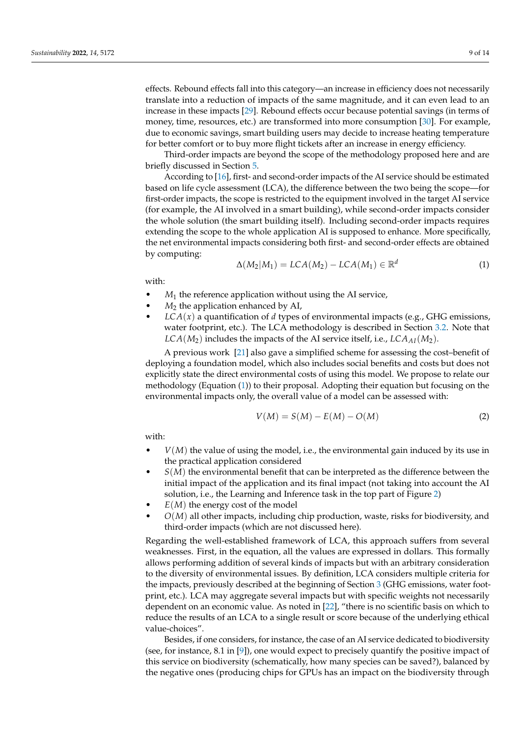effects. Rebound effects fall into this category—an increase in efficiency does not necessarily translate into a reduction of impacts of the same magnitude, and it can even lead to an increase in these impacts [29]. Rebound effects occur because potential savings (in terms of money, time, resources, etc.) are transformed into more consumption [30]. For example, due to economic savings, smart building users may decide to increase heating temperature for better comfort or to buy more flight tickets after an increase in energy efficiency.

Third-order impacts are beyond the scope of the methodology proposed here and are briefly discussed in Section 5.

According to [16], first- and second-order impacts of the AI service should be estimated based on life cycle assessment (LCA), the difference between the two being the scope—for first-order impacts, the scope is restricted to the equipment involved in the target AI service (for example, the AI involved in a smart building), while second-order impacts consider the whole solution (the smart building itself). Including second-order impacts requires extending the scope to the whole application AI is supposed to enhance. More specifically, the net environmental impacts considering both first- and second-order effects are obtained by computing:

$$\Delta(M_2|M_1) = LCA(M_2) - LCA(M_1) \in \mathbb{R}^d \tag{1}$$

with:

- $M_1$ the reference application without using the AI service,
- $M_2$ the application enhanced by AI,
- $LCA(x)$ a quantification of $d$ types of environmental impacts (e.g., GHG emissions, water footprint, etc.). The LCA methodology is described in Section 3.2. Note that $LCA(M_2)$ includes the impacts of the AI service itself, i.e., $LCA_{AI}(M_2)$.

A previous work [21] also gave a simplified scheme for assessing the cost–benefit of deploying a foundation model, which also includes social benefits and costs but does not explicitly state the direct environmental costs of using this model. We propose to relate our methodology (Equation (1)) to their proposal. Adopting their equation but focusing on the environmental impacts only, the overall value of a model can be assessed with:

$$V(M) = S(M) - E(M) - O(M) \tag{2}$$

with:

- $V(M)$ the value of using the model, i.e., the environmental gain induced by its use in the practical application considered
- $S(M)$ the environmental benefit that can be interpreted as the difference between the initial impact of the application and its final impact (not taking into account the AI solution, i.e., the Learning and Inference task in the top part of Figure 2)
- $E(M)$ the energy cost of the model
- $O(M)$ all other impacts, including chip production, waste, risks for biodiversity, and third-order impacts (which are not discussed here).

Regarding the well-established framework of LCA, this approach suffers from several weaknesses. First, in the equation, all the values are expressed in dollars. This formally allows performing addition of several kinds of impacts but with an arbitrary consideration to the diversity of environmental issues. By definition, LCA considers multiple criteria for the impacts, previously described at the beginning of Section 3 (GHG emissions, water footprint, etc.). LCA may aggregate several impacts but with specific weights not necessarily dependent on an economic value. As noted in [22], "there is no scientific basis on which to reduce the results of an LCA to a single result or score because of the underlying ethical value-choices".

Besides, if one considers, for instance, the case of an AI service dedicated to biodiversity (see, for instance, 8.1 in [9]), one would expect to precisely quantify the positive impact of this service on biodiversity (schematically, how many species can be saved?), balanced by the negative ones (producing chips for GPUs has an impact on the biodiversity through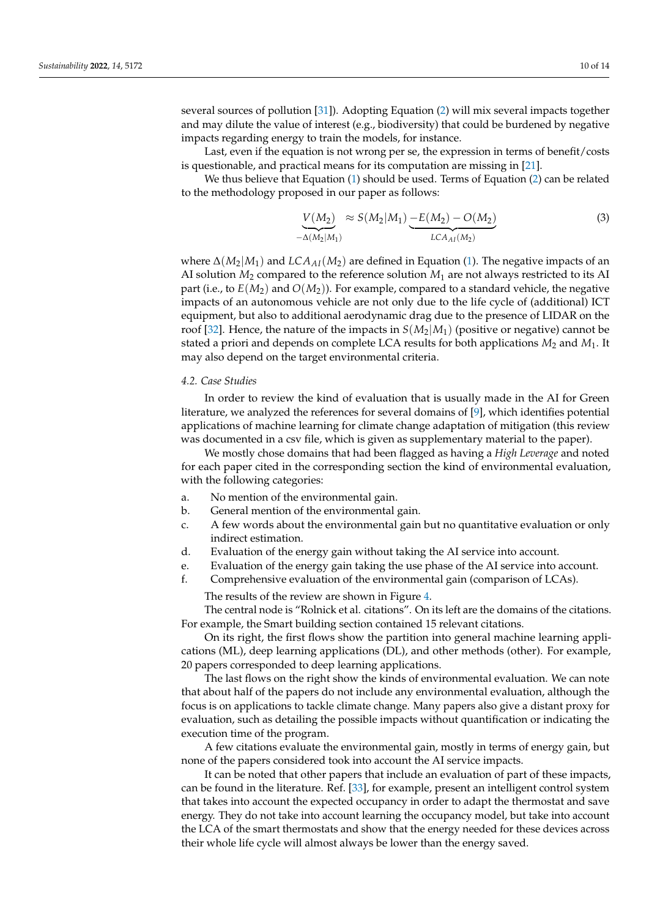several sources of pollution [31]). Adopting Equation (2) will mix several impacts together and may dilute the value of interest (e.g., biodiversity) that could be burdened by negative impacts regarding energy to train the models, for instance.

Last, even if the equation is not wrong per se, the expression in terms of benefit/costs is questionable, and practical means for its computation are missing in [21].

We thus believe that Equation (1) should be used. Terms of Equation (2) can be related to the methodology proposed in our paper as follows:

$$\underbrace{V(M_2)}_{-\Delta(M_2|M_1)} \approx S(M_2|M_1) \underbrace{-E(M_2) - O(M_2)}_{LCA_{AI}(M_2)} \tag{3}$$

where $\Delta(M_2|M_1)$ and $LCA_{AI}(M_2)$ are defined in Equation (1). The negative impacts of an AI solution $M_2$ compared to the reference solution $M_1$ are not always restricted to its AI part (i.e., to $E(M_2)$ and $O(M_2)$). For example, compared to a standard vehicle, the negative impacts of an autonomous vehicle are not only due to the life cycle of (additional) ICT equipment, but also to additional aerodynamic drag due to the presence of LIDAR on the roof [32]. Hence, the nature of the impacts in $S(M_2|M_1)$ (positive or negative) cannot be stated a priori and depends on complete LCA results for both applications $M_2$ and $M_1$. It may also depend on the target environmental criteria.

### 4.2. Case Studies

In order to review the kind of evaluation that is usually made in the AI for Green literature, we analyzed the references for several domains of [9], which identifies potential applications of machine learning for climate change adaptation of mitigation (this review was documented in a csv file, which is given as supplementary material to the paper).

We mostly chose domains that had been flagged as having a *High Leverage* and noted for each paper cited in the corresponding section the kind of environmental evaluation, with the following categories:

a. No mention of the environmental gain.
b. General mention of the environmental gain.
c. A few words about the environmental gain but no quantitative evaluation or only indirect estimation.
d. Evaluation of the energy gain without taking the AI service into account.
e. Evaluation of the energy gain taking the use phase of the AI service into account.
f. Comprehensive evaluation of the environmental gain (comparison of LCAs).

The results of the review are shown in Figure 4.

The central node is "Rolnick et al. citations". On its left are the domains of the citations. For example, the Smart building section contained 15 relevant citations.

On its right, the first flows show the partition into general machine learning applications (ML), deep learning applications (DL), and other methods (other). For example, 20 papers corresponded to deep learning applications.

The last flows on the right show the kinds of environmental evaluation. We can note that about half of the papers do not include any environmental evaluation, although the focus is on applications to tackle climate change. Many papers also give a distant proxy for evaluation, such as detailing the possible impacts without quantification or indicating the execution time of the program.

A few citations evaluate the environmental gain, mostly in terms of energy gain, but none of the papers considered took into account the AI service impacts.

It can be noted that other papers that include an evaluation of part of these impacts, can be found in the literature. Ref. [33], for example, present an intelligent control system that takes into account the expected occupancy in order to adapt the thermostat and save energy. They do not take into account learning the occupancy model, but take into account the LCA of the smart thermostats and show that the energy needed for these devices across their whole life cycle will almost always be lower than the energy saved.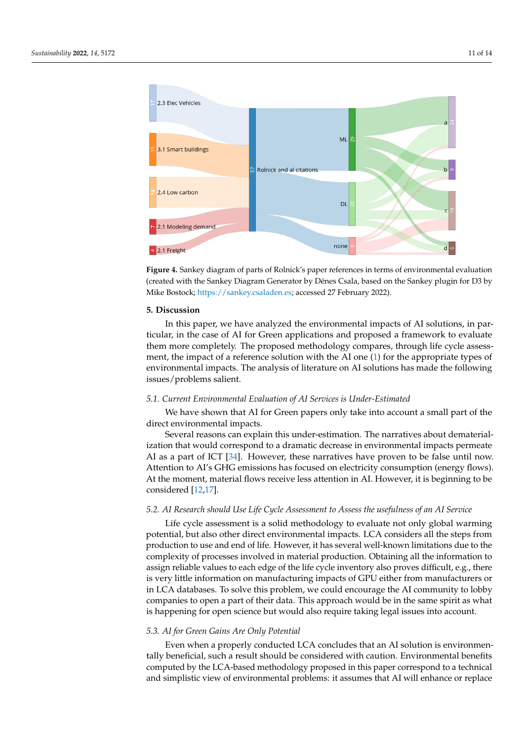**Figure 4.** Sankey diagram of parts of Rolnick's paper references in terms of environmental evaluation (created with the Sankey Diagram Generator by Dénes Csala, based on the Sankey plugin for D3 by Mike Bostock; https://sankey.csaladen.es; accessed 27 February 2022).

## 5. Discussion

In this paper, we have analyzed the environmental impacts of AI solutions, in particular, in the case of AI for Green applications and proposed a framework to evaluate them more completely. The proposed methodology compares, through life cycle assessment, the impact of a reference solution with the AI one (1) for the appropriate types of environmental impacts. The analysis of literature on AI solutions has made the following issues/problems salient.

### 5.1. Current Environmental Evaluation of AI Services is Under-Estimated

We have shown that AI for Green papers only take into account a small part of the direct environmental impacts.

Several reasons can explain this under-estimation. The narratives about dematerialization that would correspond to a dramatic decrease in environmental impacts permeate AI as a part of ICT [34]. However, these narratives have proven to be false until now. Attention to AI's GHG emissions has focused on electricity consumption (energy flows). At the moment, material flows receive less attention in AI. However, it is beginning to be considered [12,17].

### 5.2. AI Research should Use Life Cycle Assessment to Assess the usefulness of an AI Service

Life cycle assessment is a solid methodology to evaluate not only global warming potential, but also other direct environmental impacts. LCA considers all the steps from production to use and end of life. However, it has several well-known limitations due to the complexity of processes involved in material production. Obtaining all the information to assign reliable values to each edge of the life cycle inventory also proves difficult, e.g., there is very little information on manufacturing impacts of GPU either from manufacturers or in LCA databases. To solve this problem, we could encourage the AI community to lobby companies to open a part of their data. This approach would be in the same spirit as what is happening for open science but would also require taking legal issues into account.

### 5.3. AI for Green Gains Are Only Potential

Even when a properly conducted LCA concludes that an AI solution is environmentally beneficial, such a result should be considered with caution. Environmental benefits computed by the LCA-based methodology proposed in this paper correspond to a technical and simplistic view of environmental problems: it assumes that AI will enhance or replace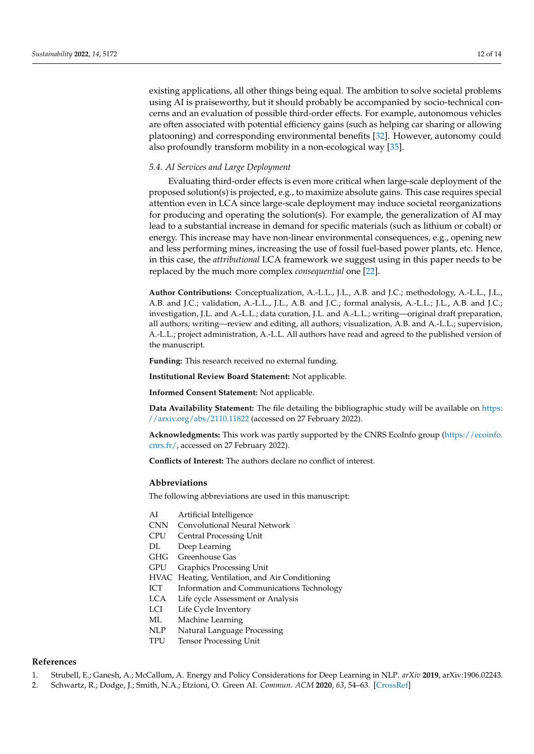existing applications, all other things being equal. The ambition to solve societal problems using AI is praiseworthy, but it should probably be accompanied by socio-technical concerns and an evaluation of possible third-order effects. For example, autonomous vehicles are often associated with potential efficiency gains (such as helping car sharing or allowing platooning) and corresponding environmental benefits [32]. However, autonomy could also profoundly transform mobility in a non-ecological way [35].

### *5.4. AI Services and Large Deployment*

Evaluating third-order effects is even more critical when large-scale deployment of the proposed solution(s) is projected, e.g., to maximize absolute gains. This case requires special attention even in LCA since large-scale deployment may induce societal reorganizations for producing and operating the solution(s). For example, the generalization of AI may lead to a substantial increase in demand for specific materials (such as lithium or cobalt) or energy. This increase may have non-linear environmental consequences, e.g., opening new and less performing mines, increasing the use of fossil fuel-based power plants, etc. Hence, in this case, the *attributional* LCA framework we suggest using in this paper needs to be replaced by the much more complex *consequential* one [22].

**Author Contributions:** Conceptualization, A.-L.L., J.L., A.B. and J.C.; methodology, A.-L.L., J.L., A.B. and J.C.; validation, A.-L.L., J.L., A.B. and J.C.; formal analysis, A.-L.L.; J.L., A.B. and J.C.; investigation, J.L. and A.-L.L.; data curation, J.L. and A.-L.L.; writing—original draft preparation, all authors; writing—review and editing, all authors; visualization, A.B. and A.-L.L.; supervision, A.-L.L.; project administration, A.-L.L. All authors have read and agreed to the published version of the manuscript.

**Funding:** This research received no external funding.

**Institutional Review Board Statement:** Not applicable.

**Informed Consent Statement:** Not applicable.

**Data Availability Statement:** The file detailing the bibliographic study will be available on https://arxiv.org/abs/2110.11822 (accessed on 27 February 2022).

**Acknowledgments:** This work was partly supported by the CNRS EcoInfo group (https://ecoinfo.cnrs.fr/, accessed on 27 February 2022).

**Conflicts of Interest:** The authors declare no conflict of interest.

## Abbreviations

The following abbreviations are used in this manuscript:

| | |
|---|---|
| AI | Artificial Intelligence |
| CNN | Convolutional Neural Network |
| CPU | Central Processing Unit |
| DL | Deep Learning |
| GHG | Greenhouse Gas |
| GPU | Graphics Processing Unit |
| HVAC | Heating, Ventilation, and Air Conditioning |
| ICT | Information and Communications Technology |
| LCA | Life cycle Assessment or Analysis |
| LCI | Life Cycle Inventory |
| ML | Machine Learning |
| NLP | Natural Language Processing |
| TPU | Tensor Processing Unit |

## References

1. Strubell, E.; Ganesh, A.; McCallum, A. Energy and Policy Considerations for Deep Learning in NLP. *arXiv* **2019**, arXiv:1906.02243.
2. Schwartz, R.; Dodge, J.; Smith, N.A.; Etzioni, O. Green AI. *Commun. ACM* **2020**, *63*, 54–63. [CrossRef]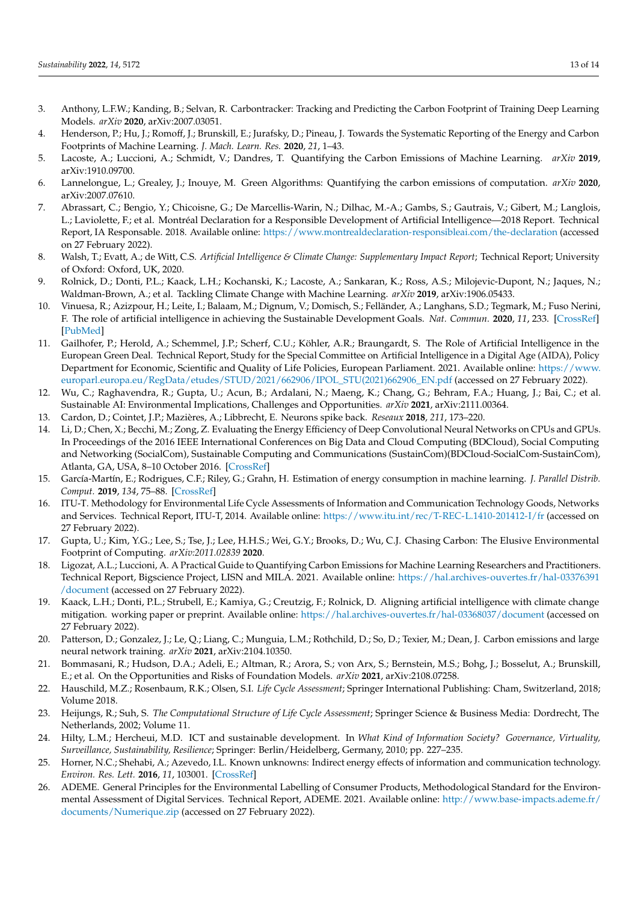3. Anthony, L.F.W.; Kanding, B.; Selvan, R. Carbontracker: Tracking and Predicting the Carbon Footprint of Training Deep Learning Models. *arXiv* **2020**, arXiv:2007.03051.
4. Henderson, P.; Hu, J.; Romoff, J.; Brunskill, E.; Jurafsky, D.; Pineau, J. Towards the Systematic Reporting of the Energy and Carbon Footprints of Machine Learning. *J. Mach. Learn. Res.* **2020**, *21*, 1–43.
5. Lacoste, A.; Luccioni, A.; Schmidt, V.; Dandres, T. Quantifying the Carbon Emissions of Machine Learning. *arXiv* **2019**, arXiv:1910.09700.
6. Lannelongue, L.; Grealey, J.; Inouye, M. Green Algorithms: Quantifying the carbon emissions of computation. *arXiv* **2020**, arXiv:2007.07610.
7. Abrassart, C.; Bengio, Y.; Chicoisne, G.; De Marcellis-Warin, N.; Dilhac, M.-A.; Gambs, S.; Gautrais, V.; Gibert, M.; Langlois, L.; Laviolette, F.; et al. Montréal Declaration for a Responsible Development of Artificial Intelligence—2018 Report. Technical Report, IA Responsable. 2018. Available online: https://www.montrealdeclaration-responsibleai.com/the-declaration (accessed on 27 February 2022).
8. Walsh, T.; Evatt, A.; de Witt, C.S. *Artificial Intelligence & Climate Change: Supplementary Impact Report*; Technical Report; University of Oxford: Oxford, UK, 2020.
9. Rolnick, D.; Donti, P.L.; Kaack, L.H.; Kochanski, K.; Lacoste, A.; Sankaran, K.; Ross, A.S.; Milojevic-Dupont, N.; Jaques, N.; Waldman-Brown, A.; et al. Tackling Climate Change with Machine Learning. *arXiv* **2019**, arXiv:1906.05433.
10. Vinuesa, R.; Azizpour, H.; Leite, I.; Balaam, M.; Dignum, V.; Domisch, S.; Felländer, A.; Langhans, S.D.; Tegmark, M.; Fuso Nerini, F. The role of artificial intelligence in achieving the Sustainable Development Goals. *Nat. Commun.* **2020**, *11*, 233. [CrossRef] [PubMed]
11. Gailhofer, P.; Herold, A.; Schemmel, J.P.; Scherf, C.U.; Köhler, A.R.; Braungardt, S. The Role of Artificial Intelligence in the European Green Deal. Technical Report, Study for the Special Committee on Artificial Intelligence in a Digital Age (AIDA), Policy Department for Economic, Scientific and Quality of Life Policies, European Parliament. 2021. Available online: https://www.europarl.europa.eu/RegData/etudes/STUD/2021/662906/IPOL_STU(2021)662906_EN.pdf (accessed on 27 February 2022).
12. Wu, C.; Raghavendra, R.; Gupta, U.; Acun, B.; Ardalani, N.; Maeng, K.; Chang, G.; Behram, F.A.; Huang, J.; Bai, C.; et al. Sustainable AI: Environmental Implications, Challenges and Opportunities. *arXiv* **2021**, arXiv:2111.00364.
13. Cardon, D.; Cointet, J.P.; Mazières, A.; Libbrecht, E. Neurons spike back. *Reseaux* **2018**, *211*, 173–220.
14. Li, D.; Chen, X.; Becchi, M.; Zong, Z. Evaluating the Energy Efficiency of Deep Convolutional Neural Networks on CPUs and GPUs. In Proceedings of the 2016 IEEE International Conferences on Big Data and Cloud Computing (BDCloud), Social Computing and Networking (SocialCom), Sustainable Computing and Communications (SustainCom)(BDCloud-SocialCom-SustainCom), Atlanta, GA, USA, 8–10 October 2016. [CrossRef]
15. García-Martín, E.; Rodrigues, C.F.; Riley, G.; Grahn, H. Estimation of energy consumption in machine learning. *J. Parallel Distrib. Comput.* **2019**, *134*, 75–88. [CrossRef]
16. ITU-T. Methodology for Environmental Life Cycle Assessments of Information and Communication Technology Goods, Networks and Services. Technical Report, ITU-T, 2014. Available online: https://www.itu.int/rec/T-REC-L.1410-201412-I/fr (accessed on 27 February 2022).
17. Gupta, U.; Kim, Y.G.; Lee, S.; Tse, J.; Lee, H.H.S.; Wei, G.Y.; Brooks, D.; Wu, C.J. Chasing Carbon: The Elusive Environmental Footprint of Computing. *arXiv:2011.02839* **2020**.
18. Ligozat, A.L.; Luccioni, A. A Practical Guide to Quantifying Carbon Emissions for Machine Learning Researchers and Practitioners. Technical Report, Bigscience Project, LISN and MILA. 2021. Available online: https://hal.archives-ouvertes.fr/hal-03376391/document (accessed on 27 February 2022).
19. Kaack, L.H.; Donti, P.L.; Strubell, E.; Kamiya, G.; Creutzig, F.; Rolnick, D. Aligning artificial intelligence with climate change mitigation. working paper or preprint. Available online: https://hal.archives-ouvertes.fr/hal-03368037/document (accessed on 27 February 2022).
20. Patterson, D.; Gonzalez, J.; Le, Q.; Liang, C.; Munguia, L.M.; Rothchild, D.; So, D.; Texier, M.; Dean, J. Carbon emissions and large neural network training. *arXiv* **2021**, arXiv:2104.10350.
21. Bommasani, R.; Hudson, D.A.; Adeli, E.; Altman, R.; Arora, S.; von Arx, S.; Bernstein, M.S.; Bohg, J.; Bosselut, A.; Brunskill, E.; et al. On the Opportunities and Risks of Foundation Models. *arXiv* **2021**, arXiv:2108.07258.
22. Hauschild, M.Z.; Rosenbaum, R.K.; Olsen, S.I. *Life Cycle Assessment*; Springer International Publishing: Cham, Switzerland, 2018; Volume 2018.
23. Heijungs, R.; Suh, S. *The Computational Structure of Life Cycle Assessment*; Springer Science & Business Media: Dordrecht, The Netherlands, 2002; Volume 11.
24. Hilty, L.M.; Hercheui, M.D. ICT and sustainable development. In *What Kind of Information Society? Governance, Virtuality, Surveillance, Sustainability, Resilience*; Springer: Berlin/Heidelberg, Germany, 2010; pp. 227–235.
25. Horner, N.C.; Shehabi, A.; Azevedo, I.L. Known unknowns: Indirect energy effects of information and communication technology. *Environ. Res. Lett.* **2016**, *11*, 103001. [CrossRef]
26. ADEME. General Principles for the Environmental Labelling of Consumer Products, Methodological Standard for the Environmental Assessment of Digital Services. Technical Report, ADEME. 2021. Available online: http://www.base-impacts.ademe.fr/documents/Numerique.zip (accessed on 27 February 2022).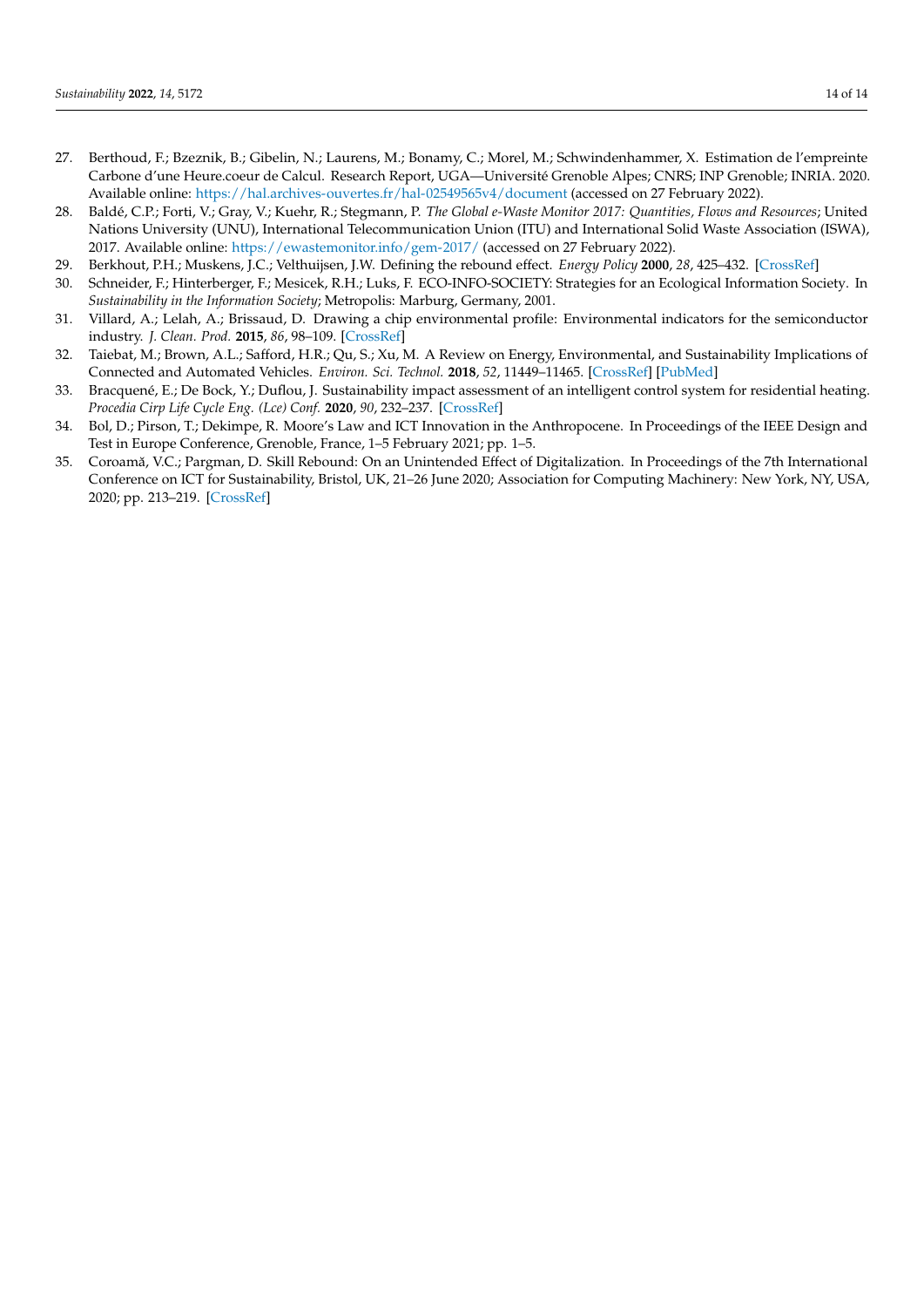27. Berthoud, F.; Bzeznik, B.; Gibelin, N.; Laurens, M.; Bonamy, C.; Morel, M.; Schwindenhammer, X. Estimation de l'empreinte Carbone d'une Heure.coeur de Calcul. Research Report, UGA—Université Grenoble Alpes; CNRS; INP Grenoble; INRIA. 2020. Available online: https://hal.archives-ouvertes.fr/hal-02549565v4/document (accessed on 27 February 2022).
28. Baldé, C.P.; Forti, V.; Gray, V.; Kuehr, R.; Stegmann, P. *The Global e-Waste Monitor 2017: Quantities, Flows and Resources*; United Nations University (UNU), International Telecommunication Union (ITU) and International Solid Waste Association (ISWA), 2017. Available online: https://ewastemonitor.info/gem-2017/ (accessed on 27 February 2022).
29. Berkhout, P.H.; Muskens, J.C.; Velthuijsen, J.W. Defining the rebound effect. *Energy Policy* **2000**, *28*, 425–432. [CrossRef]
30. Schneider, F.; Hinterberger, F.; Mesicek, R.H.; Luks, F. ECO-INFO-SOCIETY: Strategies for an Ecological Information Society. In *Sustainability in the Information Society*; Metropolis: Marburg, Germany, 2001.
31. Villard, A.; Lelah, A.; Brissaud, D. Drawing a chip environmental profile: Environmental indicators for the semiconductor industry. *J. Clean. Prod.* **2015**, *86*, 98–109. [CrossRef]
32. Taiebat, M.; Brown, A.L.; Safford, H.R.; Qu, S.; Xu, M. A Review on Energy, Environmental, and Sustainability Implications of Connected and Automated Vehicles. *Environ. Sci. Technol.* **2018**, *52*, 11449–11465. [CrossRef] [PubMed]
33. Bracquené, E.; De Bock, Y.; Duflou, J. Sustainability impact assessment of an intelligent control system for residential heating. *Procedia Cirp Life Cycle Eng. (Lce) Conf.* **2020**, *90*, 232–237. [CrossRef]
34. Bol, D.; Pirson, T.; Dekimpe, R. Moore's Law and ICT Innovation in the Anthropocene. In Proceedings of the IEEE Design and Test in Europe Conference, Grenoble, France, 1–5 February 2021; pp. 1–5.
35. Coroamă, V.C.; Pargman, D. Skill Rebound: On an Unintended Effect of Digitalization. In Proceedings of the 7th International Conference on ICT for Sustainability, Bristol, UK, 21–26 June 2020; Association for Computing Machinery: New York, NY, USA, 2020; pp. 213–219. [CrossRef]